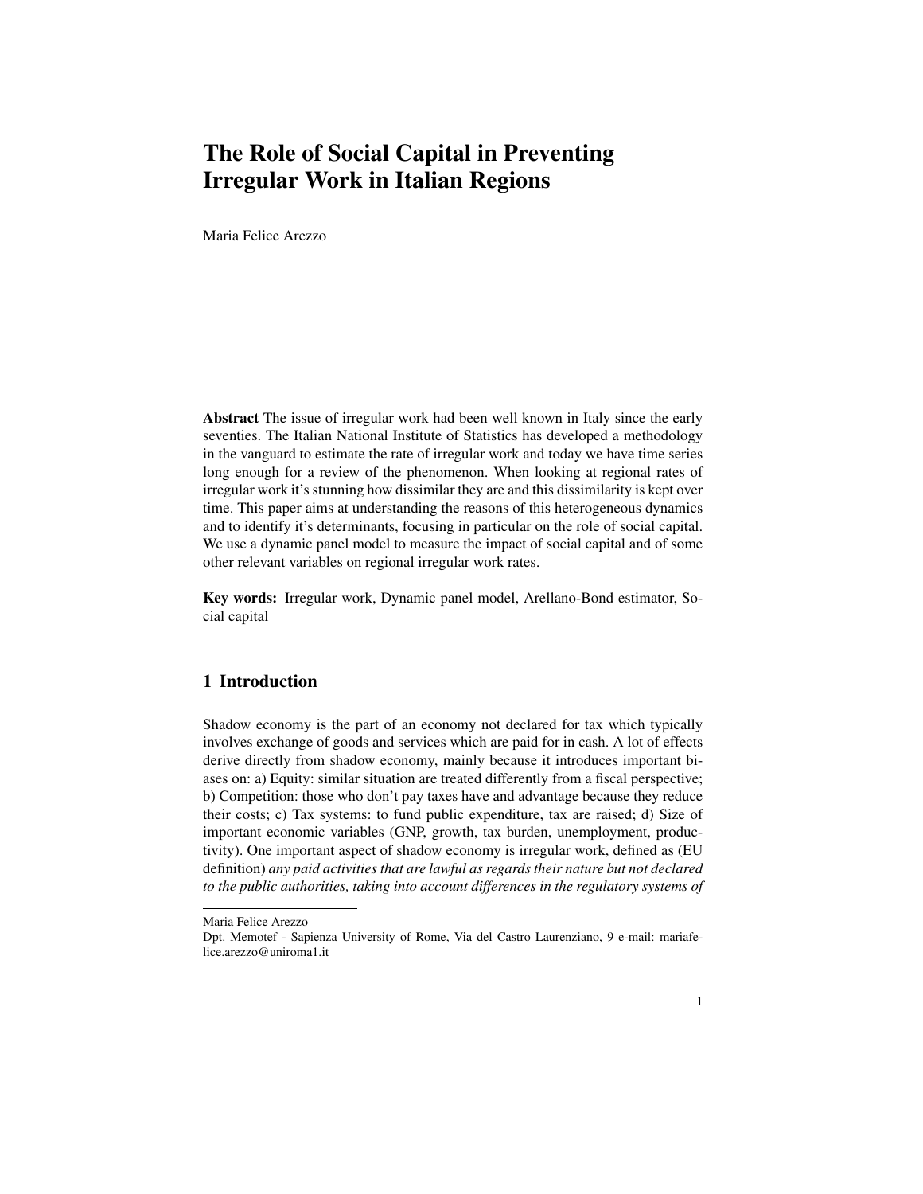# The Role of Social Capital in Preventing Irregular Work in Italian Regions

Maria Felice Arezzo

**Abstract** The issue of irregular work had been well known in Italy since the early seventies. The Italian National Institute of Statistics has developed a methodology in the vanguard to estimate the rate of irregular work and today we have time series long enough for a review of the phenomenon. When looking at regional rates of irregular work it's stunning how dissimilar they are and this dissimilarity is kept over time. This paper aims at understanding the reasons of this heterogeneous dynamics and to identify it's determinants, focusing in particular on the role of social capital. We use a dynamic panel model to measure the impact of social capital and of some other relevant variables on regional irregular work rates.

**Key words:** Irregular work, Dynamic panel model, Arellano-Bond estimator, Social capital

## 1 Introduction

Shadow economy is the part of an economy not declared for tax which typically involves exchange of goods and services which are paid for in cash. A lot of effects derive directly from shadow economy, mainly because it introduces important biases on: a) Equity: similar situation are treated differently from a fiscal perspective; b) Competition: those who don't pay taxes have and advantage because they reduce their costs; c) Tax systems: to fund public expenditure, tax are raised; d) Size of important economic variables (GNP, growth, tax burden, unemployment, productivity). One important aspect of shadow economy is irregular work, defined as (EU definition) *any paid activities that are lawful as regards their nature but not declared to the public authorities, taking into account differences in the regulatory systems of*

---

Maria Felice Arezzo
Dpt. Memotef - Sapienza University of Rome, Via del Castro Laurenziano, 9 e-mail: mariafelice.arezzo@uniroma1.it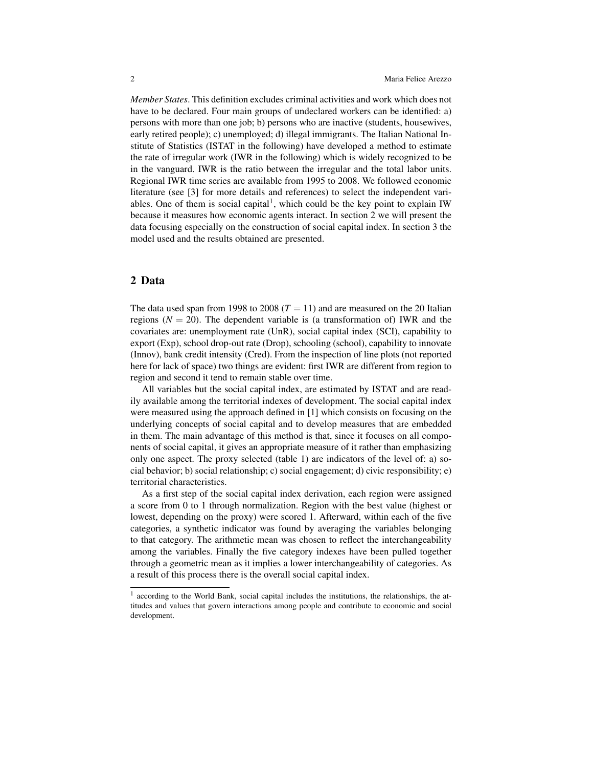*Member States*. This definition excludes criminal activities and work which does not have to be declared. Four main groups of undeclared workers can be identified: a) persons with more than one job; b) persons who are inactive (students, housewives, early retired people); c) unemployed; d) illegal immigrants. The Italian National Institute of Statistics (ISTAT in the following) have developed a method to estimate the rate of irregular work (IWR in the following) which is widely recognized to be in the vanguard. IWR is the ratio between the irregular and the total labor units. Regional IWR time series are available from 1995 to 2008. We followed economic literature (see [3] for more details and references) to select the independent variables. One of them is social capital[1], which could be the key point to explain IW because it measures how economic agents interact. In section 2 we will present the data focusing especially on the construction of social capital index. In section 3 the model used and the results obtained are presented.

## 2 Data

The data used span from 1998 to 2008 ($T = 11$) and are measured on the 20 Italian regions ($N = 20$). The dependent variable is (a transformation of) IWR and the covariates are: unemployment rate (UnR), social capital index (SCI), capability to export (Exp), school drop-out rate (Drop), schooling (school), capability to innovate (Innov), bank credit intensity (Cred). From the inspection of line plots (not reported here for lack of space) two things are evident: first IWR are different from region to region and second it tend to remain stable over time.

All variables but the social capital index, are estimated by ISTAT and are readily available among the territorial indexes of development. The social capital index were measured using the approach defined in [1] which consists on focusing on the underlying concepts of social capital and to develop measures that are embedded in them. The main advantage of this method is that, since it focuses on all components of social capital, it gives an appropriate measure of it rather than emphasizing only one aspect. The proxy selected (table 1) are indicators of the level of: a) social behavior; b) social relationship; c) social engagement; d) civic responsibility; e) territorial characteristics.

As a first step of the social capital index derivation, each region were assigned a score from 0 to 1 through normalization. Region with the best value (highest or lowest, depending on the proxy) were scored 1. Afterward, within each of the five categories, a synthetic indicator was found by averaging the variables belonging to that category. The arithmetic mean was chosen to reflect the interchangeability among the variables. Finally the five category indexes have been pulled together through a geometric mean as it implies a lower interchangeability of categories. As a result of this process there is the overall social capital index.

[1] according to the World Bank, social capital includes the institutions, the relationships, the attitudes and values that govern interactions among people and contribute to economic and social development.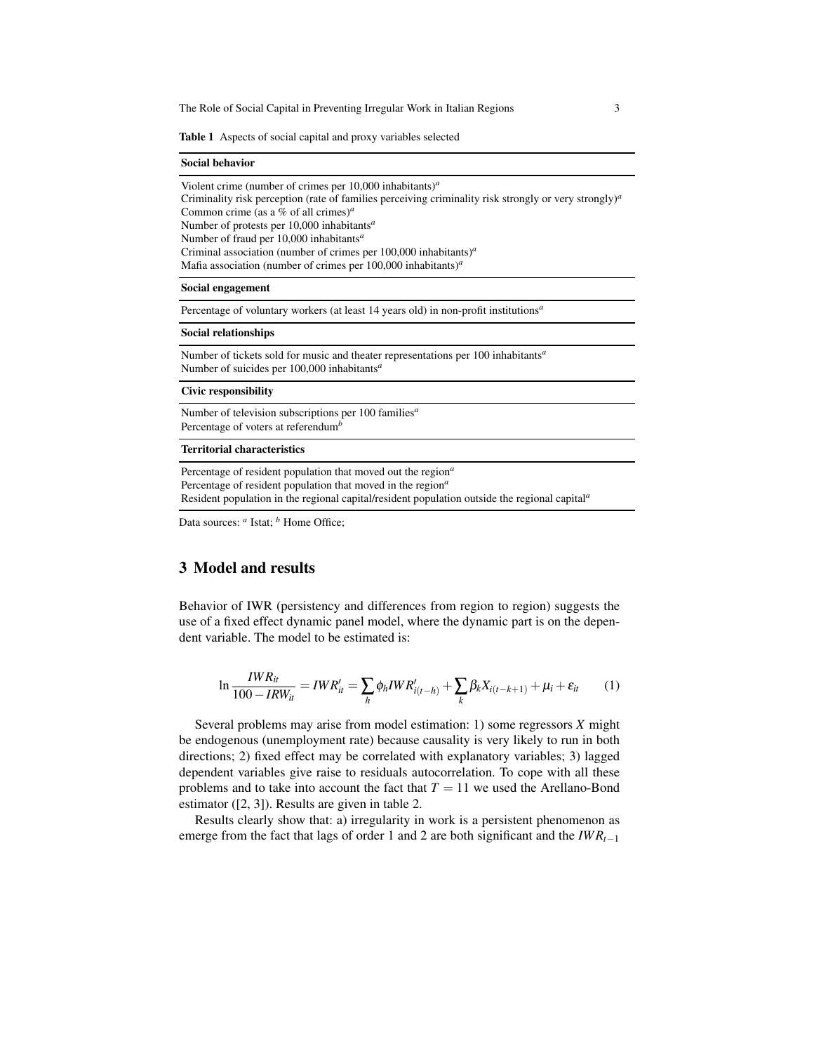**Table 1** Aspects of social capital and proxy variables selected

| **Social behavior** |
| --- |
| Violent crime (number of crimes per 10,000 inhabitants)[a] |
| Criminality risk perception (rate of families perceiving criminality risk strongly or very strongly)[a] |
| Common crime (as a % of all crimes)[a] |
| Number of protests per 10,000 inhabitants[a] |
| Number of fraud per 10,000 inhabitants[a] |
| Criminal association (number of crimes per 100,000 inhabitants)[a] |
| Mafia association (number of crimes per 100,000 inhabitants)[a] |
| **Social engagement** |
| Percentage of voluntary workers (at least 14 years old) in non-profit institutions[a] |
| **Social relationships** |
| Number of tickets sold for music and theater representations per 100 inhabitants[a] |
| Number of suicides per 100,000 inhabitants[a] |
| **Civic responsibility** |
| Number of television subscriptions per 100 families[a] |
| Percentage of voters at referendum[b] |
| **Territorial characteristics** |
| Percentage of resident population that moved out the region[a] |
| Percentage of resident population that moved in the region[a] |
| Resident population in the regional capital/resident population outside the regional capital[a] |

Data sources: [a] Istat; [b] Home Office;

## 3 Model and results

Behavior of IWR (persistency and differences from region to region) suggests the use of a fixed effect dynamic panel model, where the dynamic part is on the dependent variable. The model to be estimated is:

$$\ln \frac{IWR_{it}}{100 - IRW_{it}} = IWR'_{it} = \sum_h \phi_h IWR'_{i(t-h)} + \sum_k \beta_k X_{i(t-k+1)} + \mu_i + \varepsilon_{it} \qquad (1)$$

Several problems may arise from model estimation: 1) some regressors $X$ might be endogenous (unemployment rate) because causality is very likely to run in both directions; 2) fixed effect may be correlated with explanatory variables; 3) lagged dependent variables give raise to residuals autocorrelation. To cope with all these problems and to take into account the fact that $T = 11$ we used the Arellano-Bond estimator ([2, 3]). Results are given in table 2.

Results clearly show that: a) irregularity in work is a persistent phenomenon as emerge from the fact that lags of order 1 and 2 are both significant and the $IWR_{t-1}$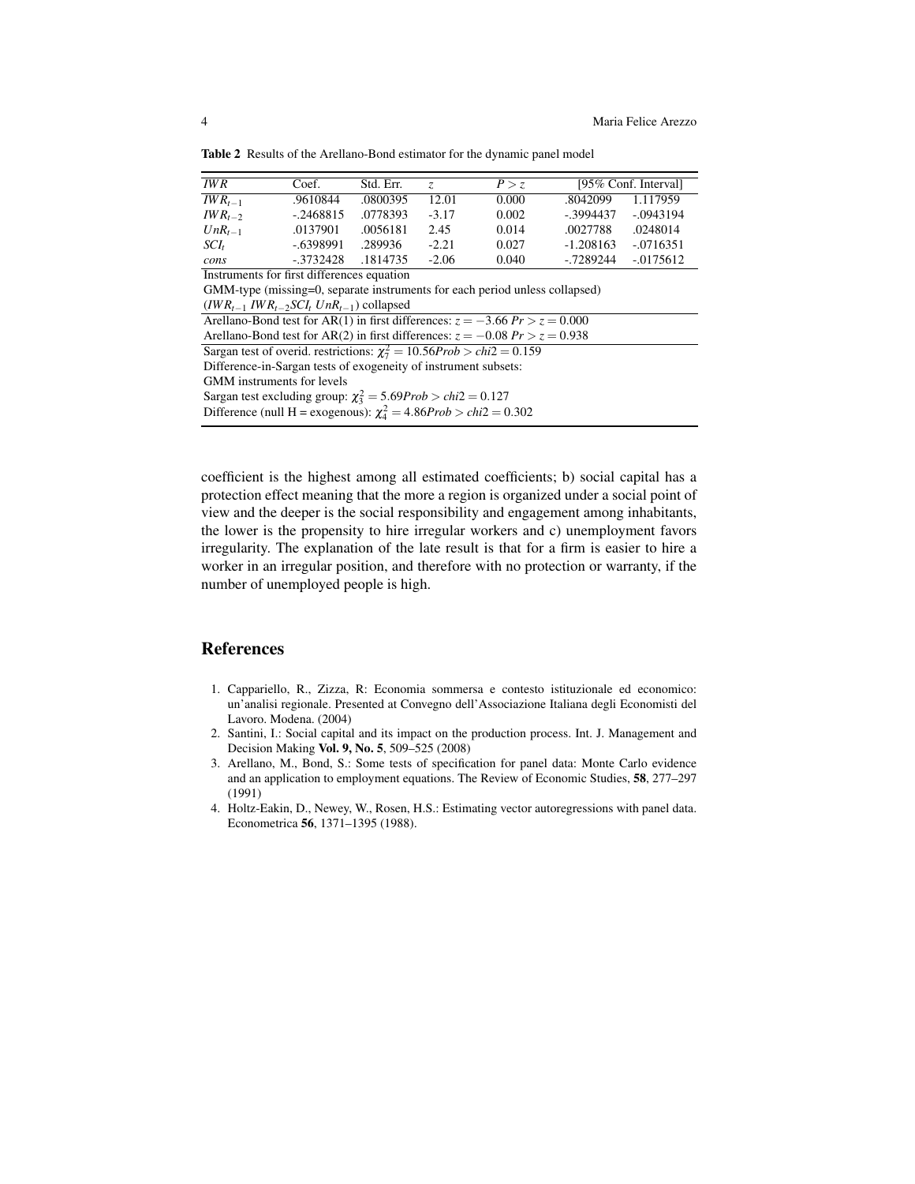Table 2 Results of the Arellano-Bond estimator for the dynamic panel model

| $IWR$ | Coef. | Std. Err. | $z$ | $P>z$ | [95% Conf. Interval] | |
|---|---|---|---|---|---|---|
| $IWR_{t-1}$ | .9610844 | .0800395 | 12.01 | 0.000 | .8042099 | 1.117959 |
| $IWR_{t-2}$ | -.2468815 | .0778393 | -3.17 | 0.002 | -.3994437 | -.0943194 |
| $UnR_{t-1}$ | .0137901 | .0056181 | 2.45 | 0.014 | .0027788 | .0248014 |
| $SCI_t$ | -.6398991 | .289936 | -2.21 | 0.027 | -1.208163 | -.0716351 |
| $cons$ | -.3732428 | .1814735 | -2.06 | 0.040 | -.7289244 | -.0175612 |

Instruments for first differences equation

GMM-type (missing=0, separate instruments for each period unless collapsed)

($IWR_{t-1}$ $IWR_{t-2}SCI_t$ $UnR_{t-1}$) collapsed

Arellano-Bond test for AR(1) in first differences: $z=-3.66$ $Pr>z=0.000$

Arellano-Bond test for AR(2) in first differences: $z=-0.08$ $Pr>z=0.938$

Sargan test of overid. restrictions: $\chi^2_7=10.56 Prob>chi2=0.159$

Difference-in-Sargan tests of exogeneity of instrument subsets:

GMM instruments for levels

Sargan test excluding group: $\chi^2_3=5.69 Prob>chi2=0.127$

Difference (null H = exogenous): $\chi^2_4=4.86 Prob>chi2=0.302$

coefficient is the highest among all estimated coefficients; b) social capital has a protection effect meaning that the more a region is organized under a social point of view and the deeper is the social responsibility and engagement among inhabitants, the lower is the propensity to hire irregular workers and c) unemployment favors irregularity. The explanation of the late result is that for a firm is easier to hire a worker in an irregular position, and therefore with no protection or warranty, if the number of unemployed people is high.

## References

1. Cappariello, R., Zizza, R: Economia sommersa e contesto istituzionale ed economico: un'analisi regionale. Presented at Convegno dell'Associazione Italiana degli Economisti del Lavoro. Modena. (2004)
2. Santini, I.: Social capital and its impact on the production process. Int. J. Management and Decision Making **Vol. 9, No. 5**, 509–525 (2008)
3. Arellano, M., Bond, S.: Some tests of specification for panel data: Monte Carlo evidence and an application to employment equations. The Review of Economic Studies, **58**, 277–297 (1991)
4. Holtz-Eakin, D., Newey, W., Rosen, H.S.: Estimating vector autoregressions with panel data. Econometrica **56**, 1371–1395 (1988).